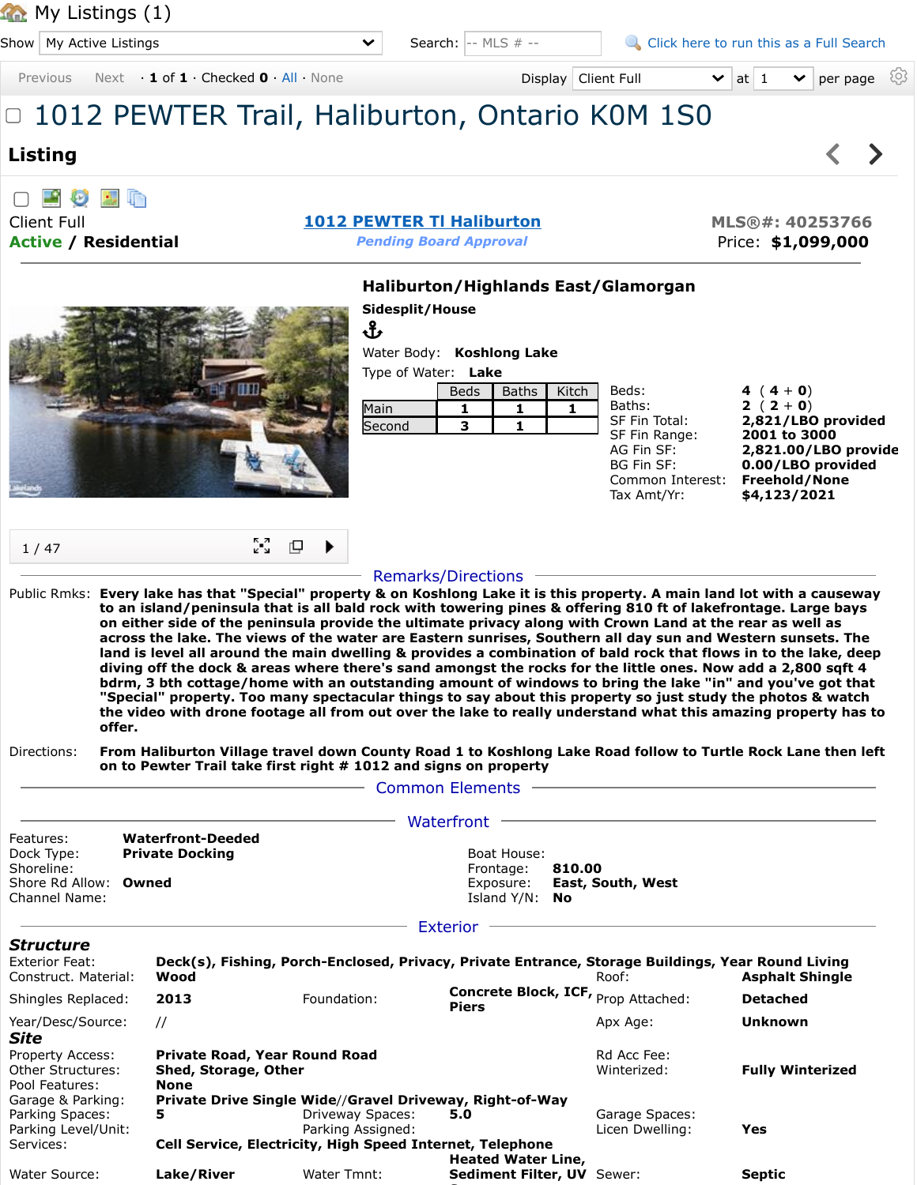# My Listings (1)

Show: My Active Listings    Search: -- MLS # --    Click here to run this as a Full Search

Previous · Next · **1** of **1** · Checked **0** · All · None    Display: Client Full at 1 per page

## 1012 PEWTER Trail, Haliburton, Ontario K0M 1S0

### Listing

Client Full
**Active / Residential**

**1012 PEWTER Tl Haliburton**
*Pending Board Approval*

**MLS®#: 40253766**
Price: **$1,099,000**

**Haliburton/Highlands East/Glamorgan**

**Sidesplit/House**

Water Body: **Koshlong Lake**
Type of Water: **Lake**

| | Beds | Baths | Kitch |
|---|---|---|---|
| Main | 1 | 1 | 1 |
| Second | 3 | 1 | |

| | |
|---|---|
| Beds: | **4 ( 4 + 0)** |
| Baths: | **2 ( 2 + 0)** |
| SF Fin Total: | **2,821/LBO provided** |
| SF Fin Range: | **2001 to 3000** |
| AG Fin SF: | **2,821.00/LBO provide** |
| BG Fin SF: | **0.00/LBO provided** |
| Common Interest: | **Freehold/None** |
| Tax Amt/Yr: | **$4,123/2021** |

1 / 47

### Remarks/Directions

Public Rmks: **Every lake has that "Special" property & on Koshlong Lake it is this property. A main land lot with a causeway to an island/peninsula that is all bald rock with towering pines & offering 810 ft of lakefrontage. Large bays on either side of the peninsula provide the ultimate privacy along with Crown Land at the rear as well as across the lake. The views of the water are Eastern sunrises, Southern all day sun and Western sunsets. The land is level all around the main dwelling & provides a combination of bald rock that flows in to the lake, deep diving off the dock & areas where there's sand amongst the rocks for the little ones. Now add a 2,800 sqft 4 bdrm, 3 bth cottage/home with an outstanding amount of windows to bring the lake "in" and you've got that "Special" property. Too many spectacular things to say about this property so just study the photos & watch the video with drone footage all from out over the lake to really understand what this amazing property has to offer.**

Directions: **From Haliburton Village travel down County Road 1 to Koshlong Lake Road follow to Turtle Rock Lane then left on to Pewter Trail take first right # 1012 and signs on property**

### Common Elements

### Waterfront

| | | | |
|---|---|---|---|
| Features: | **Waterfront-Deeded** | | |
| Dock Type: | **Private Docking** | Boat House: | |
| Shoreline: | | Frontage: | **810.00** |
| Shore Rd Allow: | **Owned** | Exposure: | **East, South, West** |
| Channel Name: | | Island Y/N: | **No** |

### Exterior

***Structure***

Exterior Feat: **Deck(s), Fishing, Porch-Enclosed, Privacy, Private Entrance, Storage Buildings, Year Round Living**

| | | | | | |
|---|---|---|---|---|---|
| Construct. Material: | **Wood** | | | Roof: | **Asphalt Shingle** |
| Shingles Replaced: | **2013** | Foundation: | **Concrete Block, ICF, Piers** | Prop Attached: | **Detached** |
| Year/Desc/Source: | **//** | | | Apx Age: | **Unknown** |

***Site***

| | | | | | |
|---|---|---|---|---|---|
| Property Access: | **Private Road, Year Round Road** | | | Rd Acc Fee: | |
| Other Structures: | **Shed, Storage, Other** | | | Winterized: | **Fully Winterized** |
| Pool Features: | **None** | | | | |
| Garage & Parking: | **Private Drive Single Wide//Gravel Driveway, Right-of-Way** | | | | |
| Parking Spaces: | **5** | Driveway Spaces: | **5.0** | Garage Spaces: | |
| Parking Level/Unit: | | Parking Assigned: | | Licen Dwelling: | **Yes** |
| Services: | **Cell Service, Electricity, High Speed Internet, Telephone** | | | | |
| Water Source: | **Lake/River** | Water Tmnt: | **Heated Water Line, Sediment Filter, UV** | Sewer: | **Septic** |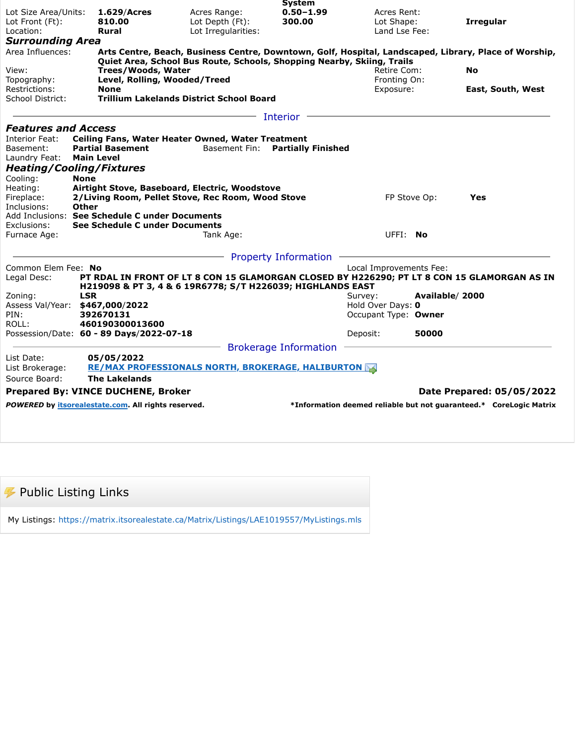System

| | | | | | |
|---|---|---|---|---|---|
| Lot Size Area/Units: | **1.629/Acres** | Acres Range: | **0.50–1.99** | Acres Rent: | |
| Lot Front (Ft): | **810.00** | Lot Depth (Ft): | **300.00** | Lot Shape: | **Irregular** |
| Location: | **Rural** | Lot Irregularities: | | Land Lse Fee: | |

### Surrounding Area

| | | | |
|---|---|---|---|
| Area Influences: | **Arts Centre, Beach, Business Centre, Downtown, Golf, Hospital, Landscaped, Library, Place of Worship, Quiet Area, School Bus Route, Schools, Shopping Nearby, Skiing, Trails** | | |
| View: | **Trees/Woods, Water** | Retire Com: | **No** |
| Topography: | **Level, Rolling, Wooded/Treed** | Fronting On: | |
| Restrictions: | **None** | Exposure: | **East, South, West** |
| School District: | **Trillium Lakelands District School Board** | | |

## Interior

### Features and Access

| | | | |
|---|---|---|---|
| Interior Feat: | **Ceiling Fans, Water Heater Owned, Water Treatment** | | |
| Basement: | **Partial Basement** | Basement Fin: | **Partially Finished** |
| Laundry Feat: | **Main Level** | | |

### Heating/Cooling/Fixtures

| | | | | | |
|---|---|---|---|---|---|
| Cooling: | **None** | | | | |
| Heating: | **Airtight Stove, Baseboard, Electric, Woodstove** | | | | |
| Fireplace: | **2/Living Room, Pellet Stove, Rec Room, Wood Stove** | | | FP Stove Op: | **Yes** |
| Inclusions: | **Other** | | | | |
| Add Inclusions: | **See Schedule C under Documents** | | | | |
| Exclusions: | **See Schedule C under Documents** | | | | |
| Furnace Age: | | Tank Age: | | UFFI: | **No** |

## Property Information

| | | | |
|---|---|---|---|
| Common Elem Fee: | **No** | Local Improvements Fee: | |
| Legal Desc: | **PT RDAL IN FRONT OF LT 8 CON 15 GLAMORGAN CLOSED BY H226290; PT LT 8 CON 15 GLAMORGAN AS IN H219098 & PT 3, 4 & 6 19R6778; S/T H226039; HIGHLANDS EAST** | | |
| Zoning: | **LSR** | Survey: | **Available/ 2000** |
| Assess Val/Year: | **$467,000/2022** | Hold Over Days: | **0** |
| PIN: | **392670131** | Occupant Type: | **Owner** |
| ROLL: | **460190300013600** | | |
| Possession/Date: | **60 - 89 Days/2022-07-18** | Deposit: | **50000** |

## Brokerage Information

| | |
|---|---|
| List Date: | **05/05/2022** |
| List Brokerage: | **RE/MAX PROFESSIONALS NORTH, BROKERAGE, HALIBURTON** |
| Source Board: | **The Lakelands** |

**Prepared By: VINCE DUCHENE, Broker** **Date Prepared: 05/05/2022**

***POWERED* by itsorealestate.com. All rights reserved.** ***Information deemed reliable but not guaranteed.* CoreLogic Matrix**

## Public Listing Links

My Listings: https://matrix.itsorealestate.ca/Matrix/Listings/LAE1019557/MyListings.mls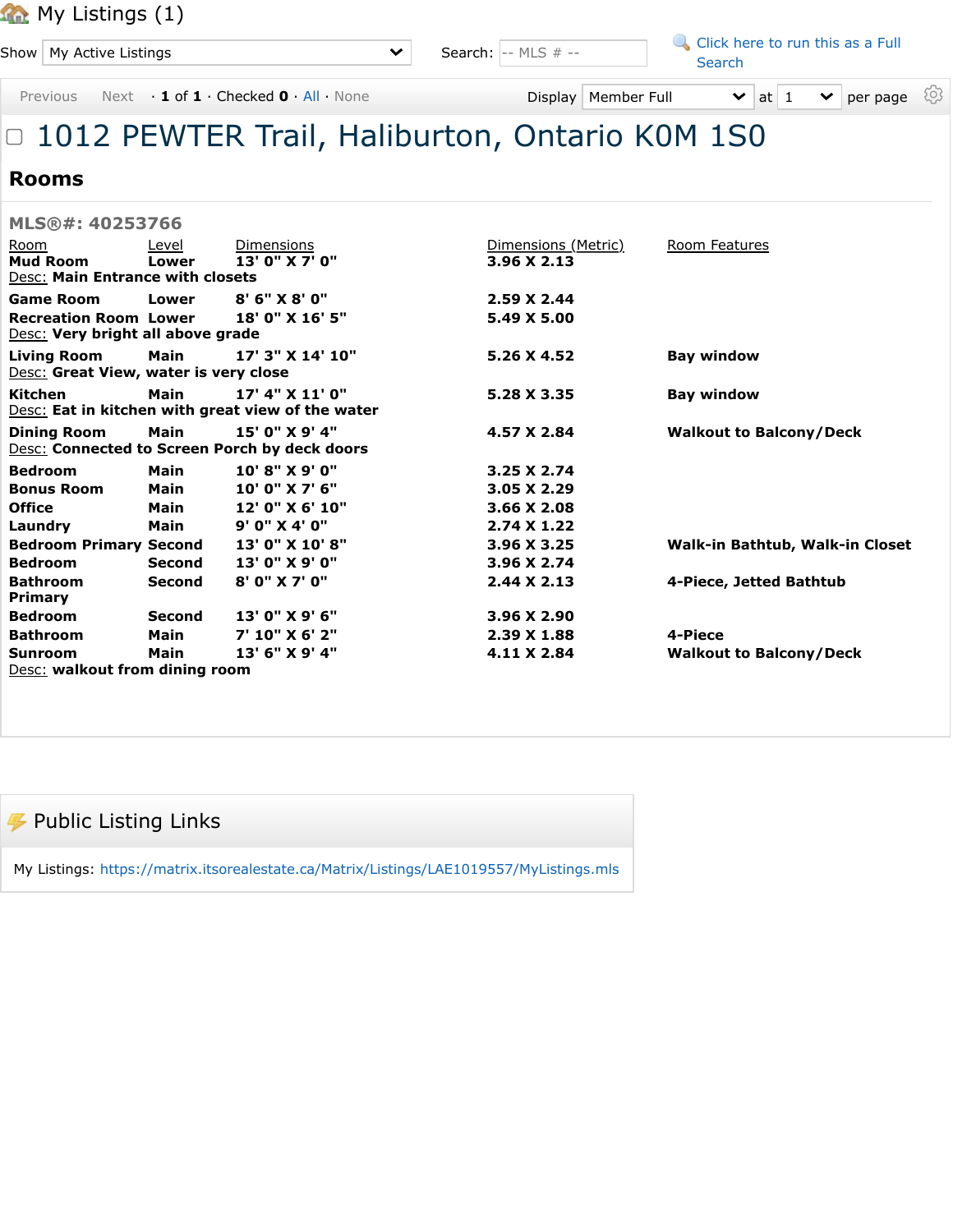# My Listings (1)

Show My Active Listings Search: -- MLS # -- Click here to run this as a Full Search

Previous Next · 1 of 1 · Checked 0 · All · None Display Member Full at 1 per page

## 1012 PEWTER Trail, Haliburton, Ontario K0M 1S0

### Rooms

**MLS®#: 40253766**

| Room | Level | Dimensions | Dimensions (Metric) | Room Features |
|---|---|---|---|---|
| **Mud Room** | **Lower** | **13' 0" X 7' 0"** | **3.96 X 2.13** | |
| Desc: **Main Entrance with closets** | | | | |
| **Game Room** | **Lower** | **8' 6" X 8' 0"** | **2.59 X 2.44** | |
| **Recreation Room** | **Lower** | **18' 0" X 16' 5"** | **5.49 X 5.00** | |
| Desc: **Very bright all above grade** | | | | |
| **Living Room** | **Main** | **17' 3" X 14' 10"** | **5.26 X 4.52** | **Bay window** |
| Desc: **Great View, water is very close** | | | | |
| **Kitchen** | **Main** | **17' 4" X 11' 0"** | **5.28 X 3.35** | **Bay window** |
| Desc: **Eat in kitchen with great view of the water** | | | | |
| **Dining Room** | **Main** | **15' 0" X 9' 4"** | **4.57 X 2.84** | **Walkout to Balcony/Deck** |
| Desc: **Connected to Screen Porch by deck doors** | | | | |
| **Bedroom** | **Main** | **10' 8" X 9' 0"** | **3.25 X 2.74** | |
| **Bonus Room** | **Main** | **10' 0" X 7' 6"** | **3.05 X 2.29** | |
| **Office** | **Main** | **12' 0" X 6' 10"** | **3.66 X 2.08** | |
| **Laundry** | **Main** | **9' 0" X 4' 0"** | **2.74 X 1.22** | |
| **Bedroom Primary** | **Second** | **13' 0" X 10' 8"** | **3.96 X 3.25** | **Walk-in Bathtub, Walk-in Closet** |
| **Bedroom** | **Second** | **13' 0" X 9' 0"** | **3.96 X 2.74** | |
| **Bathroom Primary** | **Second** | **8' 0" X 7' 0"** | **2.44 X 2.13** | **4-Piece, Jetted Bathtub** |
| **Bedroom** | **Second** | **13' 0" X 9' 6"** | **3.96 X 2.90** | |
| **Bathroom** | **Main** | **7' 10" X 6' 2"** | **2.39 X 1.88** | **4-Piece** |
| **Sunroom** | **Main** | **13' 6" X 9' 4"** | **4.11 X 2.84** | **Walkout to Balcony/Deck** |
| Desc: **walkout from dining room** | | | | |

## Public Listing Links

My Listings: https://matrix.itsorealestate.ca/Matrix/Listings/LAE1019557/MyListings.mls